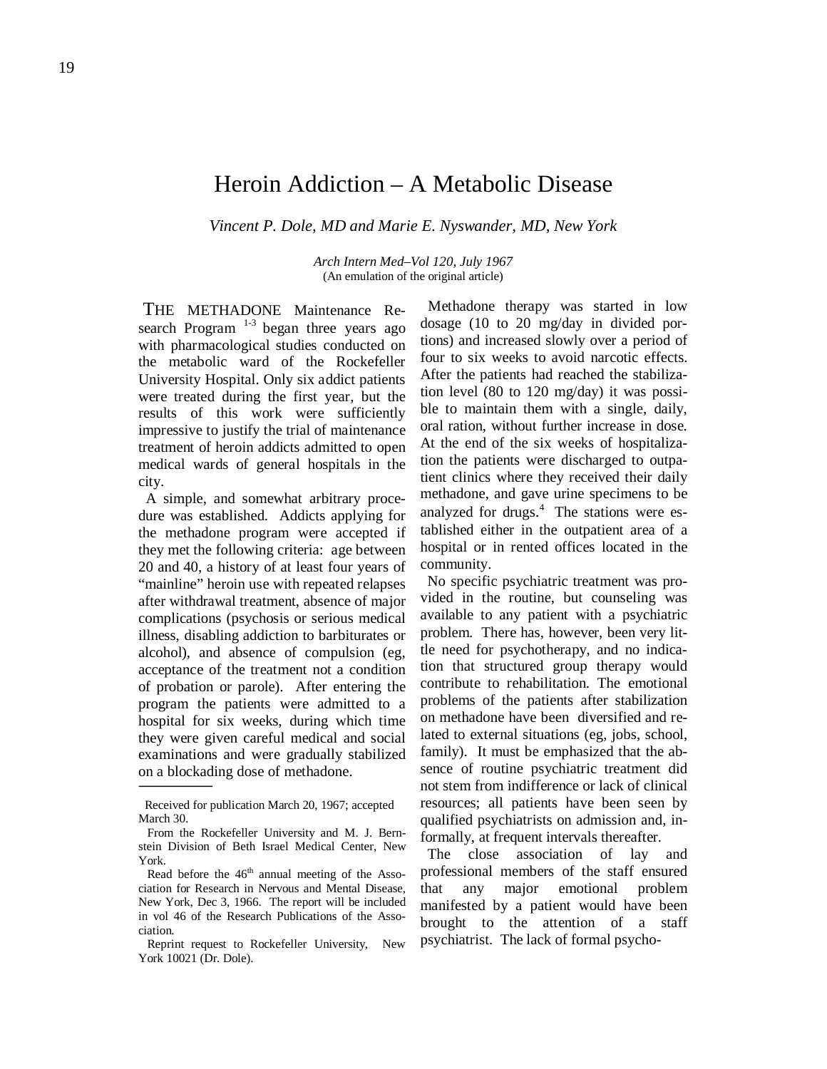# Heroin Addiction – A Metabolic Disease

*Vincent P. Dole, MD and Marie E. Nyswander, MD, New York*

*Arch Intern Med–Vol 120, July 1967*
(An emulation of the original article)

THE METHADONE Maintenance Research Program [1-3] began three years ago with pharmacological studies conducted on the metabolic ward of the Rockefeller University Hospital. Only six addict patients were treated during the first year, but the results of this work were sufficiently impressive to justify the trial of maintenance treatment of heroin addicts admitted to open medical wards of general hospitals in the city.

A simple, and somewhat arbitrary procedure was established. Addicts applying for the methadone program were accepted if they met the following criteria: age between 20 and 40, a history of at least four years of "mainline" heroin use with repeated relapses after withdrawal treatment, absence of major complications (psychosis or serious medical illness, disabling addiction to barbiturates or alcohol), and absence of compulsion (eg, acceptance of the treatment not a condition of probation or parole). After entering the program the patients were admitted to a hospital for six weeks, during which time they were given careful medical and social examinations and were gradually stabilized on a blockading dose of methadone.

Methadone therapy was started in low dosage (10 to 20 mg/day in divided portions) and increased slowly over a period of four to six weeks to avoid narcotic effects. After the patients had reached the stabilization level (80 to 120 mg/day) it was possible to maintain them with a single, daily, oral ration, without further increase in dose. At the end of the six weeks of hospitalization the patients were discharged to outpatient clinics where they received their daily methadone, and gave urine specimens to be analyzed for drugs.[4] The stations were established either in the outpatient area of a hospital or in rented offices located in the community.

No specific psychiatric treatment was provided in the routine, but counseling was available to any patient with a psychiatric problem. There has, however, been very little need for psychotherapy, and no indication that structured group therapy would contribute to rehabilitation. The emotional problems of the patients after stabilization on methadone have been diversified and related to external situations (eg, jobs, school, family). It must be emphasized that the absence of routine psychiatric treatment did not stem from indifference or lack of clinical resources; all patients have been seen by qualified psychiatrists on admission and, informally, at frequent intervals thereafter.

The close association of lay and professional members of the staff ensured that any major emotional problem manifested by a patient would have been brought to the attention of a staff psychiatrist. The lack of formal psycho-

---

Received for publication March 20, 1967; accepted March 30.

From the Rockefeller University and M. J. Bernstein Division of Beth Israel Medical Center, New York.

Read before the 46th annual meeting of the Association for Research in Nervous and Mental Disease, New York, Dec 3, 1966. The report will be included in vol 46 of the Research Publications of the Association.

Reprint request to Rockefeller University, New York 10021 (Dr. Dole).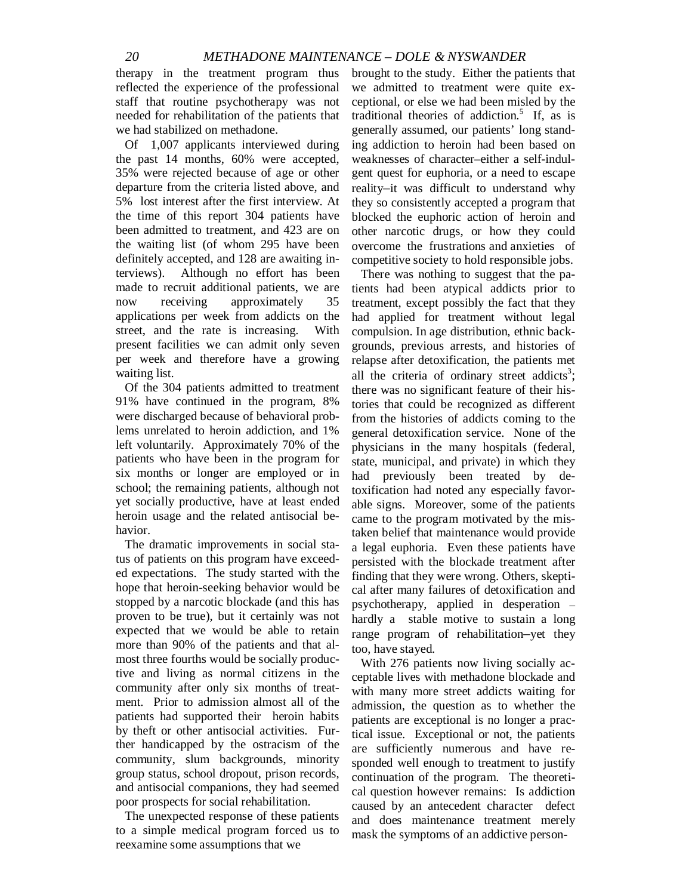therapy in the treatment program thus reflected the experience of the professional staff that routine psychotherapy was not needed for rehabilitation of the patients that we had stabilized on methadone.

Of 1,007 applicants interviewed during the past 14 months, 60% were accepted, 35% were rejected because of age or other departure from the criteria listed above, and 5% lost interest after the first interview. At the time of this report 304 patients have been admitted to treatment, and 423 are on the waiting list (of whom 295 have been definitely accepted, and 128 are awaiting interviews). Although no effort has been made to recruit additional patients, we are now receiving approximately 35 applications per week from addicts on the street, and the rate is increasing. With present facilities we can admit only seven per week and therefore have a growing waiting list.

Of the 304 patients admitted to treatment 91% have continued in the program, 8% were discharged because of behavioral problems unrelated to heroin addiction, and 1% left voluntarily. Approximately 70% of the patients who have been in the program for six months or longer are employed or in school; the remaining patients, although not yet socially productive, have at least ended heroin usage and the related antisocial behavior.

The dramatic improvements in social status of patients on this program have exceeded expectations. The study started with the hope that heroin-seeking behavior would be stopped by a narcotic blockade (and this has proven to be true), but it certainly was not expected that we would be able to retain more than 90% of the patients and that almost three fourths would be socially productive and living as normal citizens in the community after only six months of treatment. Prior to admission almost all of the patients had supported their heroin habits by theft or other antisocial activities. Further handicapped by the ostracism of the community, slum backgrounds, minority group status, school dropout, prison records, and antisocial companions, they had seemed poor prospects for social rehabilitation.

The unexpected response of these patients to a simple medical program forced us to reexamine some assumptions that we brought to the study. Either the patients that we admitted to treatment were quite exceptional, or else we had been misled by the traditional theories of addiction.[5] If, as is generally assumed, our patients' long standing addiction to heroin had been based on weaknesses of character–either a self-indulgent quest for euphoria, or a need to escape reality–it was difficult to understand why they so consistently accepted a program that blocked the euphoric action of heroin and other narcotic drugs, or how they could overcome the frustrations and anxieties of competitive society to hold responsible jobs.

There was nothing to suggest that the patients had been atypical addicts prior to treatment, except possibly the fact that they had applied for treatment without legal compulsion. In age distribution, ethnic backgrounds, previous arrests, and histories of relapse after detoxification, the patients met all the criteria of ordinary street addicts[3]; there was no significant feature of their histories that could be recognized as different from the histories of addicts coming to the general detoxification service. None of the physicians in the many hospitals (federal, state, municipal, and private) in which they had previously been treated by detoxification had noted any especially favorable signs. Moreover, some of the patients came to the program motivated by the mistaken belief that maintenance would provide a legal euphoria. Even these patients have persisted with the blockade treatment after finding that they were wrong. Others, skeptical after many failures of detoxification and psychotherapy, applied in desperation – hardly a stable motive to sustain a long range program of rehabilitation–yet they too, have stayed.

With 276 patients now living socially acceptable lives with methadone blockade and with many more street addicts waiting for admission, the question as to whether the patients are exceptional is no longer a practical issue. Exceptional or not, the patients are sufficiently numerous and have responded well enough to treatment to justify continuation of the program. The theoretical question however remains: Is addiction caused by an antecedent character defect and does maintenance treatment merely mask the symptoms of an addictive person-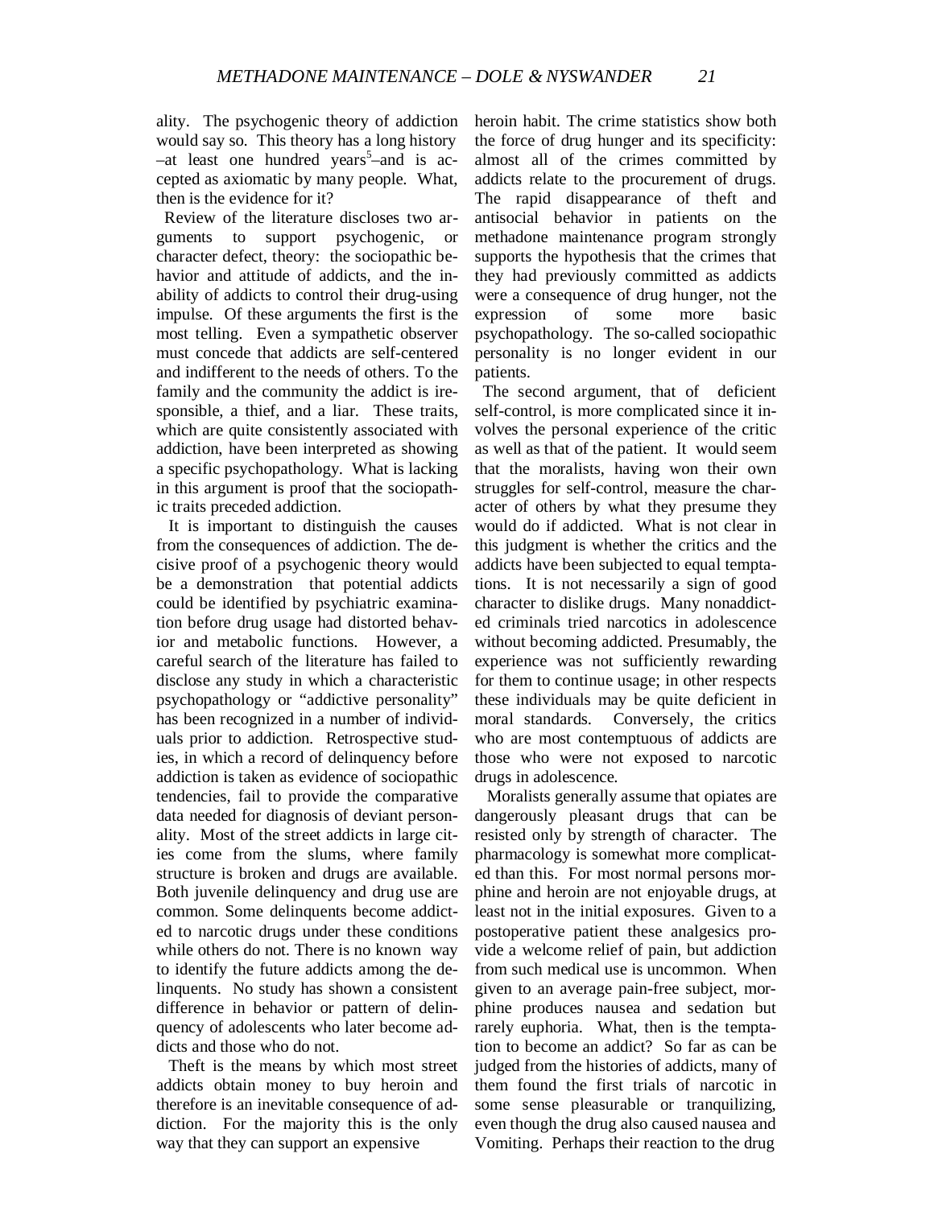ality. The psychogenic theory of addiction would say so. This theory has a long history –at least one hundred years[5]–and is accepted as axiomatic by many people. What, then is the evidence for it?

Review of the literature discloses two arguments to support psychogenic, or character defect, theory: the sociopathic behavior and attitude of addicts, and the inability of addicts to control their drug-using impulse. Of these arguments the first is the most telling. Even a sympathetic observer must concede that addicts are self-centered and indifferent to the needs of others. To the family and the community the addict is iresponsible, a thief, and a liar. These traits, which are quite consistently associated with addiction, have been interpreted as showing a specific psychopathology. What is lacking in this argument is proof that the sociopathic traits preceded addiction.

It is important to distinguish the causes from the consequences of addiction. The decisive proof of a psychogenic theory would be a demonstration that potential addicts could be identified by psychiatric examination before drug usage had distorted behavior and metabolic functions. However, a careful search of the literature has failed to disclose any study in which a characteristic psychopathology or "addictive personality" has been recognized in a number of individuals prior to addiction. Retrospective studies, in which a record of delinquency before addiction is taken as evidence of sociopathic tendencies, fail to provide the comparative data needed for diagnosis of deviant personality. Most of the street addicts in large cities come from the slums, where family structure is broken and drugs are available. Both juvenile delinquency and drug use are common. Some delinquents become addicted to narcotic drugs under these conditions while others do not. There is no known way to identify the future addicts among the delinquents. No study has shown a consistent difference in behavior or pattern of delinquency of adolescents who later become addicts and those who do not.

Theft is the means by which most street addicts obtain money to buy heroin and therefore is an inevitable consequence of addiction. For the majority this is the only way that they can support an expensive heroin habit. The crime statistics show both the force of drug hunger and its specificity: almost all of the crimes committed by addicts relate to the procurement of drugs. The rapid disappearance of theft and antisocial behavior in patients on the methadone maintenance program strongly supports the hypothesis that the crimes that they had previously committed as addicts were a consequence of drug hunger, not the expression of some more basic psychopathology. The so-called sociopathic personality is no longer evident in our patients.

The second argument, that of deficient self-control, is more complicated since it involves the personal experience of the critic as well as that of the patient. It would seem that the moralists, having won their own struggles for self-control, measure the character of others by what they presume they would do if addicted. What is not clear in this judgment is whether the critics and the addicts have been subjected to equal temptations. It is not necessarily a sign of good character to dislike drugs. Many nonaddicted criminals tried narcotics in adolescence without becoming addicted. Presumably, the experience was not sufficiently rewarding for them to continue usage; in other respects these individuals may be quite deficient in moral standards. Conversely, the critics who are most contemptuous of addicts are those who were not exposed to narcotic drugs in adolescence.

Moralists generally assume that opiates are dangerously pleasant drugs that can be resisted only by strength of character. The pharmacology is somewhat more complicated than this. For most normal persons morphine and heroin are not enjoyable drugs, at least not in the initial exposures. Given to a postoperative patient these analgesics provide a welcome relief of pain, but addiction from such medical use is uncommon. When given to an average pain-free subject, morphine produces nausea and sedation but rarely euphoria. What, then is the temptation to become an addict? So far as can be judged from the histories of addicts, many of them found the first trials of narcotic in some sense pleasurable or tranquilizing, even though the drug also caused nausea and Vomiting. Perhaps their reaction to the drug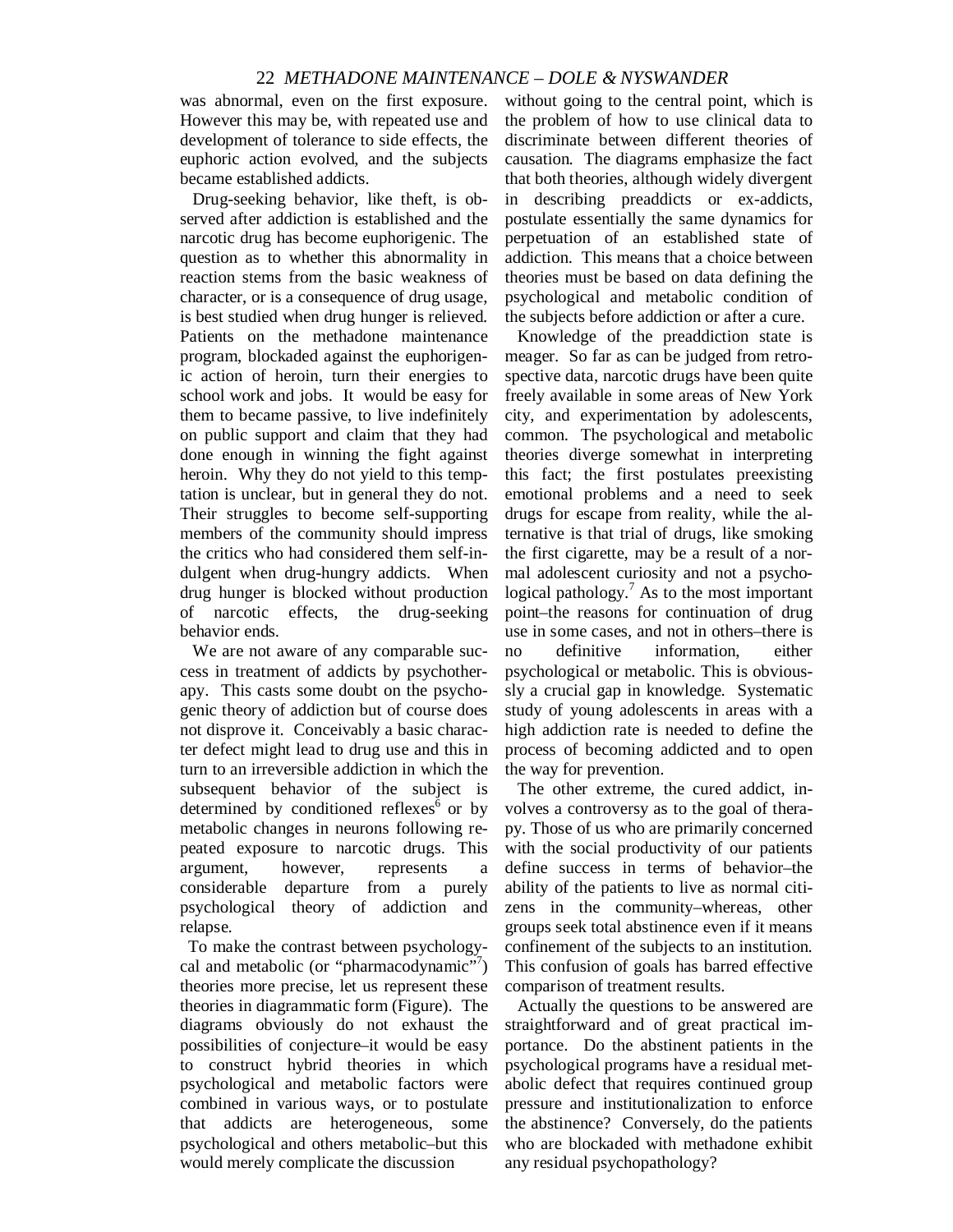was abnormal, even on the first exposure. However this may be, with repeated use and development of tolerance to side effects, the euphoric action evolved, and the subjects became established addicts.

Drug-seeking behavior, like theft, is observed after addiction is established and the narcotic drug has become euphorigenic. The question as to whether this abnormality in reaction stems from the basic weakness of character, or is a consequence of drug usage, is best studied when drug hunger is relieved. Patients on the methadone maintenance program, blockaded against the euphorigenic action of heroin, turn their energies to school work and jobs. It would be easy for them to became passive, to live indefinitely on public support and claim that they had done enough in winning the fight against heroin. Why they do not yield to this temptation is unclear, but in general they do not. Their struggles to become self-supporting members of the community should impress the critics who had considered them self-indulgent when drug-hungry addicts. When drug hunger is blocked without production of narcotic effects, the drug-seeking behavior ends.

We are not aware of any comparable success in treatment of addicts by psychotherapy. This casts some doubt on the psychogenic theory of addiction but of course does not disprove it. Conceivably a basic character defect might lead to drug use and this in turn to an irreversible addiction in which the subsequent behavior of the subject is determined by conditioned reflexes[6] or by metabolic changes in neurons following repeated exposure to narcotic drugs. This argument, however, represents a considerable departure from a purely psychological theory of addiction and relapse.

To make the contrast between psychologycal and metabolic (or "pharmacodynamic"[7]) theories more precise, let us represent these theories in diagrammatic form (Figure). The diagrams obviously do not exhaust the possibilities of conjecture–it would be easy to construct hybrid theories in which psychological and metabolic factors were combined in various ways, or to postulate that addicts are heterogeneous, some psychological and others metabolic–but this would merely complicate the discussion without going to the central point, which is the problem of how to use clinical data to discriminate between different theories of causation. The diagrams emphasize the fact that both theories, although widely divergent in describing preaddicts or ex-addicts, postulate essentially the same dynamics for perpetuation of an established state of addiction. This means that a choice between theories must be based on data defining the psychological and metabolic condition of the subjects before addiction or after a cure.

Knowledge of the preaddiction state is meager. So far as can be judged from retrospective data, narcotic drugs have been quite freely available in some areas of New York city, and experimentation by adolescents, common. The psychological and metabolic theories diverge somewhat in interpreting this fact; the first postulates preexisting emotional problems and a need to seek drugs for escape from reality, while the alternative is that trial of drugs, like smoking the first cigarette, may be a result of a normal adolescent curiosity and not a psychological pathology.[7] As to the most important point–the reasons for continuation of drug use in some cases, and not in others–there is no definitive information, either psychological or metabolic. This is obviously a crucial gap in knowledge. Systematic study of young adolescents in areas with a high addiction rate is needed to define the process of becoming addicted and to open the way for prevention.

The other extreme, the cured addict, involves a controversy as to the goal of therapy. Those of us who are primarily concerned with the social productivity of our patients define success in terms of behavior–the ability of the patients to live as normal citizens in the community–whereas, other groups seek total abstinence even if it means confinement of the subjects to an institution. This confusion of goals has barred effective comparison of treatment results.

Actually the questions to be answered are straightforward and of great practical importance. Do the abstinent patients in the psychological programs have a residual metabolic defect that requires continued group pressure and institutionalization to enforce the abstinence? Conversely, do the patients who are blockaded with methadone exhibit any residual psychopathology?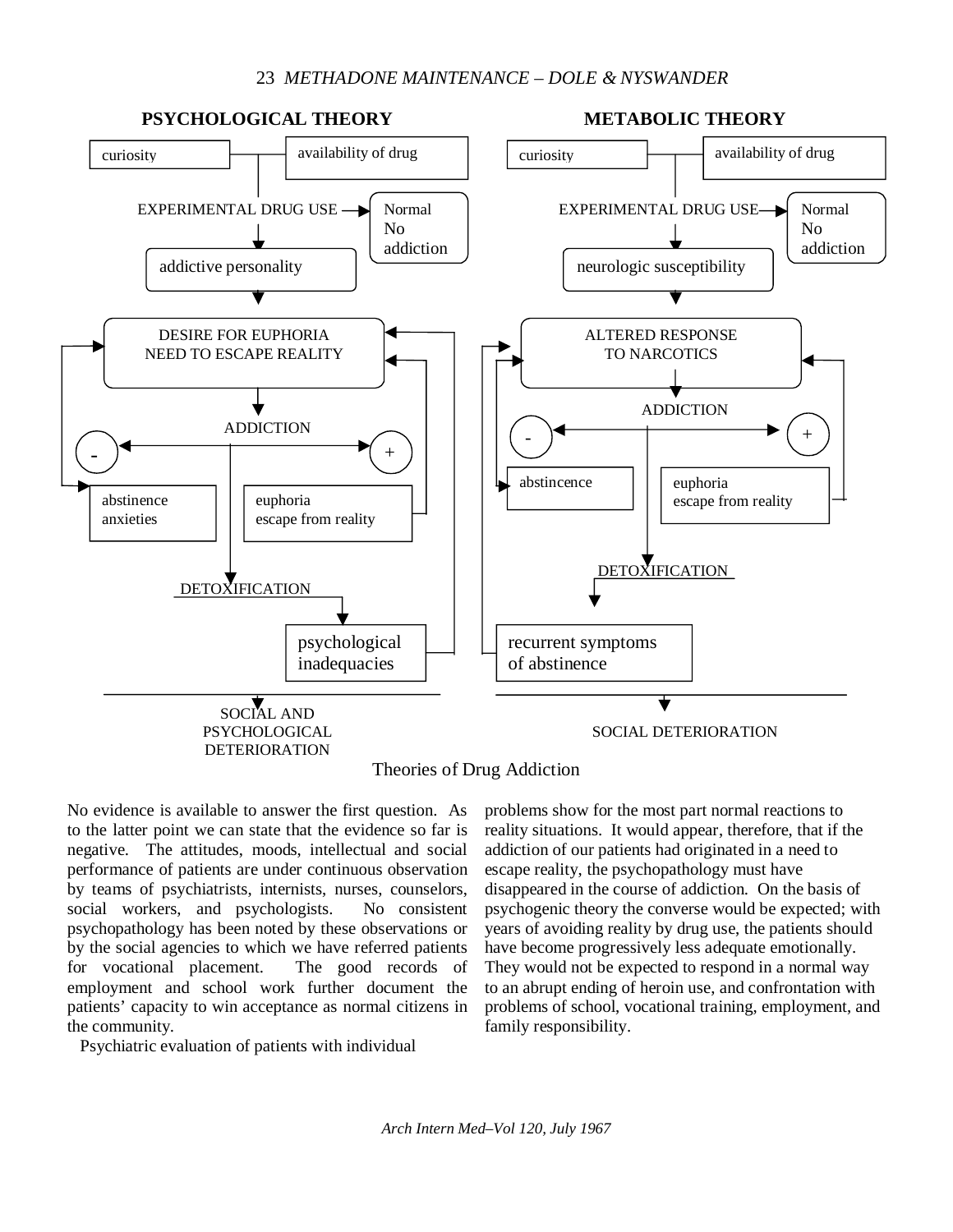**PSYCHOLOGICAL THEORY**

- curiosity
- availability of drug
- EXPERIMENTAL DRUG USE → Normal No addiction
- addictive personality
- DESIRE FOR EUPHORIA NEED TO ESCAPE REALITY
- ADDICTION
- (-) abstinence anxieties
- (+) euphoria escape from reality
- DETOXIFICATION
- psychological inadequacies
- SOCIAL AND PSYCHOLOGICAL DETERIORATION

**METABOLIC THEORY**

- curiosity
- availability of drug
- EXPERIMENTAL DRUG USE → Normal No addiction
- neurologic susceptibility
- ALTERED RESPONSE TO NARCOTICS
- ADDICTION
- (-) abstincence
- (+) euphoria escape from reality
- DETOXIFICATION
- recurrent symptoms of abstinence
- SOCIAL DETERIORATION

Theories of Drug Addiction

No evidence is available to answer the first question. As to the latter point we can state that the evidence so far is negative. The attitudes, moods, intellectual and social performance of patients are under continuous observation by teams of psychiatrists, internists, nurses, counselors, social workers, and psychologists. No consistent psychopathology has been noted by these observations or by the social agencies to which we have referred patients for vocational placement. The good records of employment and school work further document the patients' capacity to win acceptance as normal citizens in the community.

Psychiatric evaluation of patients with individual problems show for the most part normal reactions to reality situations. It would appear, therefore, that if the addiction of our patients had originated in a need to escape reality, the psychopathology must have disappeared in the course of addiction. On the basis of psychogenic theory the converse would be expected; with years of avoiding reality by drug use, the patients should have become progressively less adequate emotionally. They would not be expected to respond in a normal way to an abrupt ending of heroin use, and confrontation with problems of school, vocational training, employment, and family responsibility.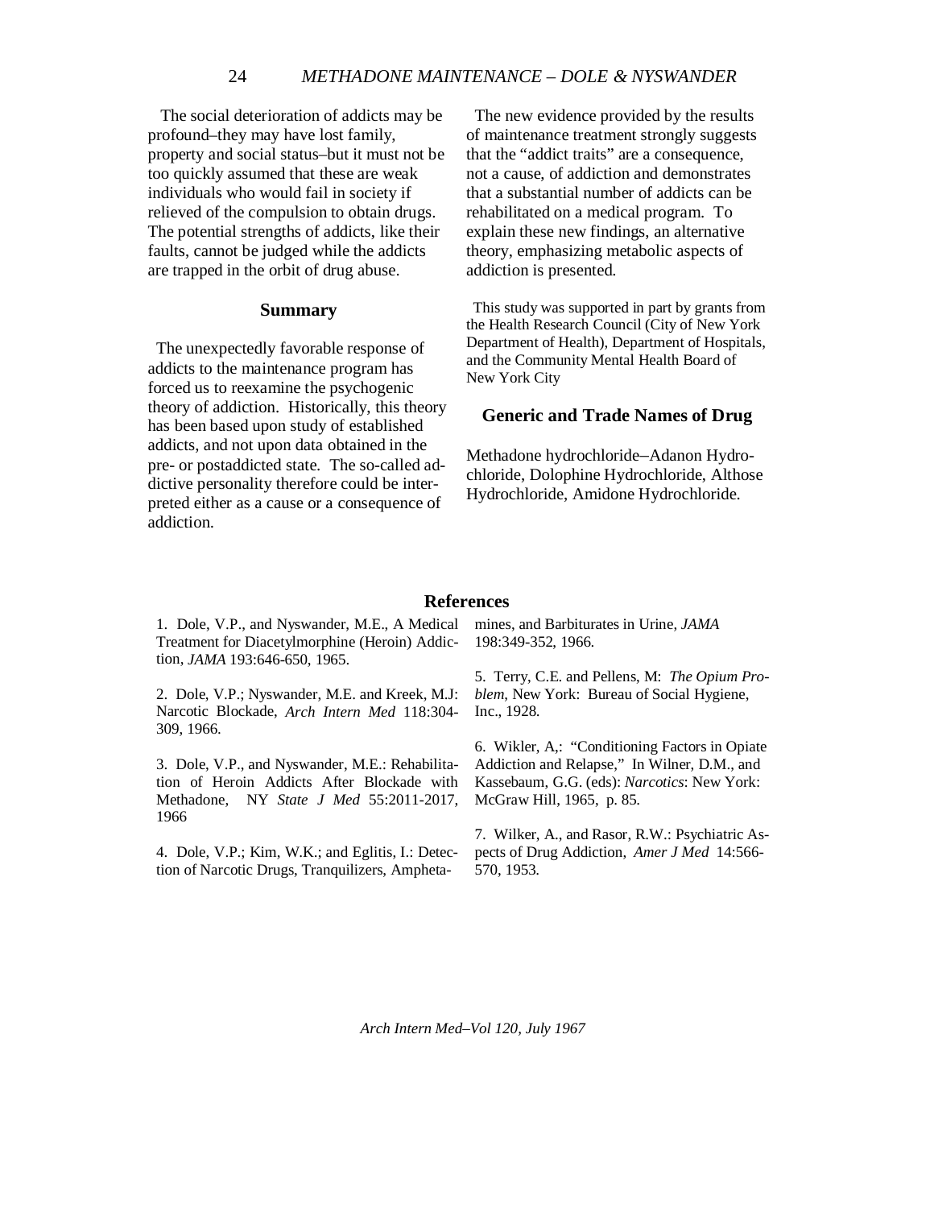The social deterioration of addicts may be profound–they may have lost family, property and social status–but it must not be too quickly assumed that these are weak individuals who would fail in society if relieved of the compulsion to obtain drugs. The potential strengths of addicts, like their faults, cannot be judged while the addicts are trapped in the orbit of drug abuse.

## Summary

The unexpectedly favorable response of addicts to the maintenance program has forced us to reexamine the psychogenic theory of addiction. Historically, this theory has been based upon study of established addicts, and not upon data obtained in the pre- or postaddicted state. The so-called addictive personality therefore could be interpreted either as a cause or a consequence of addiction.

The new evidence provided by the results of maintenance treatment strongly suggests that the "addict traits" are a consequence, not a cause, of addiction and demonstrates that a substantial number of addicts can be rehabilitated on a medical program. To explain these new findings, an alternative theory, emphasizing metabolic aspects of addiction is presented.

This study was supported in part by grants from the Health Research Council (City of New York Department of Health), Department of Hospitals, and the Community Mental Health Board of New York City

## Generic and Trade Names of Drug

Methadone hydrochloride–Adanon Hydrochloride, Dolophine Hydrochloride, Althose Hydrochloride, Amidone Hydrochloride.

## References

1. Dole, V.P., and Nyswander, M.E., A Medical Treatment for Diacetylmorphine (Heroin) Addiction, *JAMA* 193:646-650, 1965.

2. Dole, V.P.; Nyswander, M.E. and Kreek, M.J: Narcotic Blockade, *Arch Intern Med* 118:304-309, 1966.

3. Dole, V.P., and Nyswander, M.E.: Rehabilitation of Heroin Addicts After Blockade with Methadone, NY *State J Med* 55:2011-2017, 1966

4. Dole, V.P.; Kim, W.K.; and Eglitis, I.: Detection of Narcotic Drugs, Tranquilizers, Amphetamines, and Barbiturates in Urine, *JAMA* 198:349-352, 1966.

5. Terry, C.E. and Pellens, M: *The Opium Problem*, New York: Bureau of Social Hygiene, Inc., 1928.

6. Wikler, A,: "Conditioning Factors in Opiate Addiction and Relapse," In Wilner, D.M., and Kassebaum, G.G. (eds): *Narcotics*: New York: McGraw Hill, 1965, p. 85.

7. Wilker, A., and Rasor, R.W.: Psychiatric Aspects of Drug Addiction, *Amer J Med* 14:566-570, 1953.